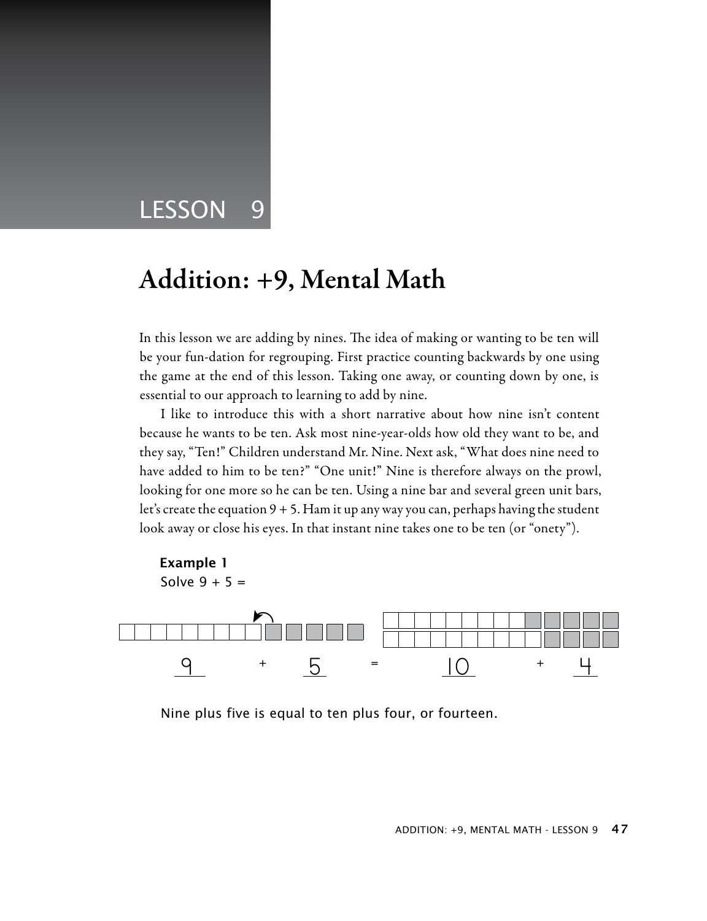# LESSON 9

## Addition: +9, Mental Math

In this lesson we are adding by nines. The idea of making or wanting to be ten will be your fun-dation for regrouping. First practice counting backwards by one using the game at the end of this lesson. Taking one away, or counting down by one, is essential to our approach to learning to add by nine.

I like to introduce this with a short narrative about how nine isn't content because he wants to be ten. Ask most nine-year-olds how old they want to be, and they say, "Ten!" Children understand Mr. Nine. Next ask, "What does nine need to have added to him to be ten?" "One unit!" Nine is therefore always on the prowl, looking for one more so he can be ten. Using a nine bar and several green unit bars, let's create the equation 9 + 5. Ham it up any way you can, perhaps having the student look away or close his eyes. In that instant nine takes one to be ten (or "onety").

**Example 1**

Solve 9 + 5 =

$$9 + 5 = 10 + 4$$

Nine plus five is equal to ten plus four, or fourteen.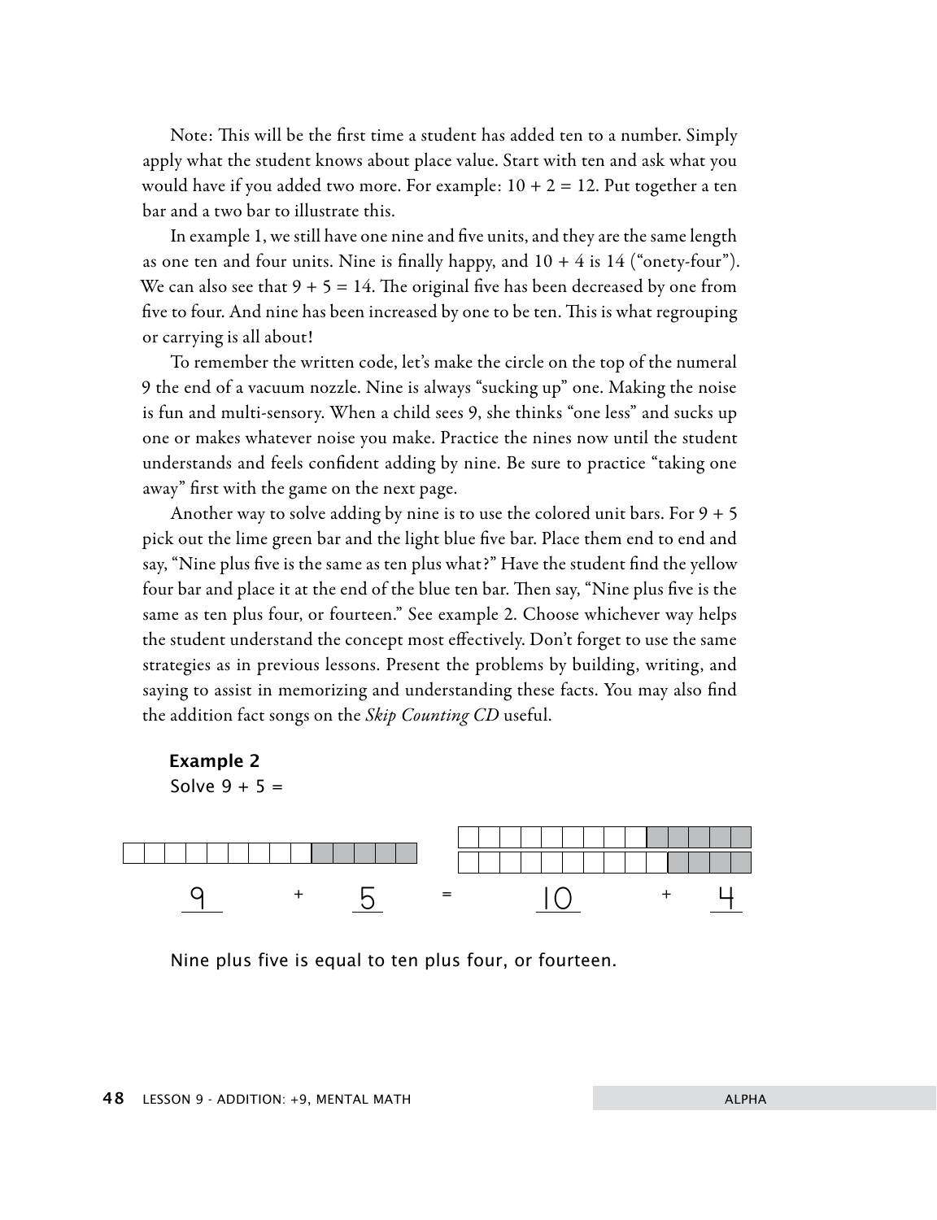Note: This will be the first time a student has added ten to a number. Simply apply what the student knows about place value. Start with ten and ask what you would have if you added two more. For example: $10 + 2 = 12$. Put together a ten bar and a two bar to illustrate this.

In example 1, we still have one nine and five units, and they are the same length as one ten and four units. Nine is finally happy, and $10 + 4$ is 14 ("onety-four"). We can also see that $9 + 5 = 14$. The original five has been decreased by one from five to four. And nine has been increased by one to be ten. This is what regrouping or carrying is all about!

To remember the written code, let's make the circle on the top of the numeral 9 the end of a vacuum nozzle. Nine is always "sucking up" one. Making the noise is fun and multi-sensory. When a child sees 9, she thinks "one less" and sucks up one or makes whatever noise you make. Practice the nines now until the student understands and feels confident adding by nine. Be sure to practice "taking one away" first with the game on the next page.

Another way to solve adding by nine is to use the colored unit bars. For $9 + 5$ pick out the lime green bar and the light blue five bar. Place them end to end and say, "Nine plus five is the same as ten plus what?" Have the student find the yellow four bar and place it at the end of the blue ten bar. Then say, "Nine plus five is the same as ten plus four, or fourteen." See example 2. Choose whichever way helps the student understand the concept most effectively. Don't forget to use the same strategies as in previous lessons. Present the problems by building, writing, and saying to assist in memorizing and understanding these facts. You may also find the addition fact songs on the *Skip Counting CD* useful.

**Example 2**

Solve $9 + 5 =$

$$9 + 5 = 10 + 4$$

Nine plus five is equal to ten plus four, or fourteen.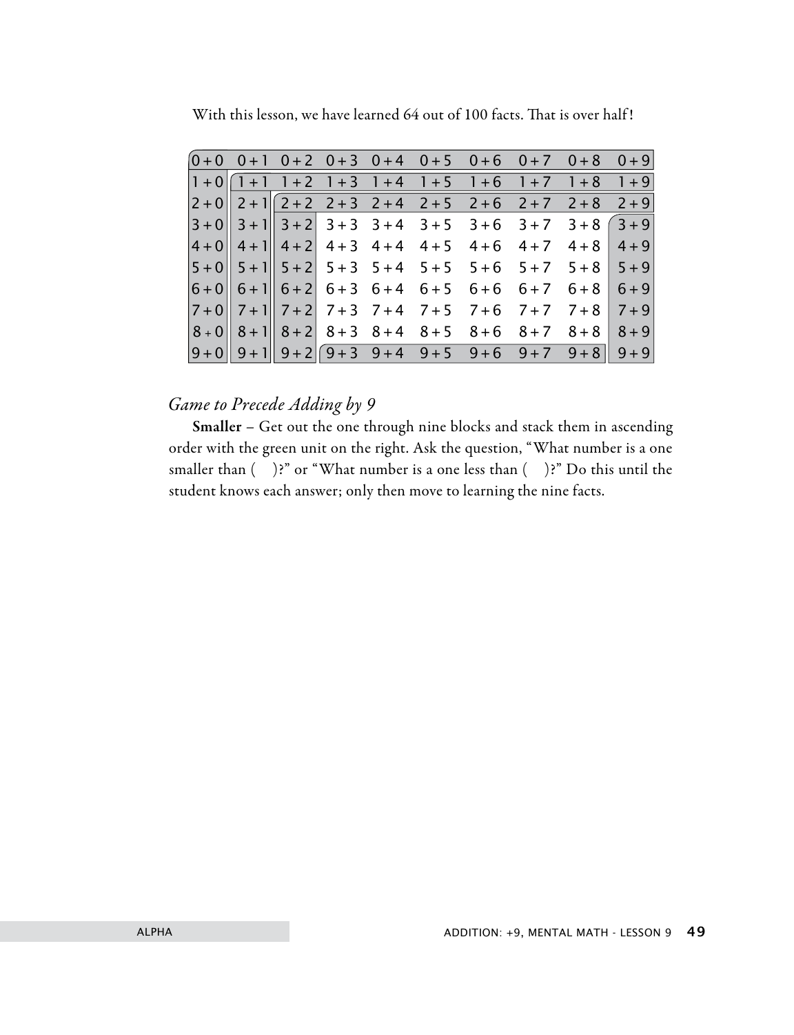With this lesson, we have learned 64 out of 100 facts. That is over half!

| | | | | | | | | | |
|---|---|---|---|---|---|---|---|---|---|
| 0 + 0 | 0 + 1 | 0 + 2 | 0 + 3 | 0 + 4 | 0 + 5 | 0 + 6 | 0 + 7 | 0 + 8 | 0 + 9 |
| 1 + 0 | 1 + 1 | 1 + 2 | 1 + 3 | 1 + 4 | 1 + 5 | 1 + 6 | 1 + 7 | 1 + 8 | 1 + 9 |
| 2 + 0 | 2 + 1 | 2 + 2 | 2 + 3 | 2 + 4 | 2 + 5 | 2 + 6 | 2 + 7 | 2 + 8 | 2 + 9 |
| 3 + 0 | 3 + 1 | 3 + 2 | 3 + 3 | 3 + 4 | 3 + 5 | 3 + 6 | 3 + 7 | 3 + 8 | 3 + 9 |
| 4 + 0 | 4 + 1 | 4 + 2 | 4 + 3 | 4 + 4 | 4 + 5 | 4 + 6 | 4 + 7 | 4 + 8 | 4 + 9 |
| 5 + 0 | 5 + 1 | 5 + 2 | 5 + 3 | 5 + 4 | 5 + 5 | 5 + 6 | 5 + 7 | 5 + 8 | 5 + 9 |
| 6 + 0 | 6 + 1 | 6 + 2 | 6 + 3 | 6 + 4 | 6 + 5 | 6 + 6 | 6 + 7 | 6 + 8 | 6 + 9 |
| 7 + 0 | 7 + 1 | 7 + 2 | 7 + 3 | 7 + 4 | 7 + 5 | 7 + 6 | 7 + 7 | 7 + 8 | 7 + 9 |
| 8 + 0 | 8 + 1 | 8 + 2 | 8 + 3 | 8 + 4 | 8 + 5 | 8 + 6 | 8 + 7 | 8 + 8 | 8 + 9 |
| 9 + 0 | 9 + 1 | 9 + 2 | 9 + 3 | 9 + 4 | 9 + 5 | 9 + 6 | 9 + 7 | 9 + 8 | 9 + 9 |

### *Game to Precede Adding by 9*

**Smaller** – Get out the one through nine blocks and stack them in ascending order with the green unit on the right. Ask the question, "What number is a one smaller than ( )?" or "What number is a one less than ( )?" Do this until the student knows each answer; only then move to learning the nine facts.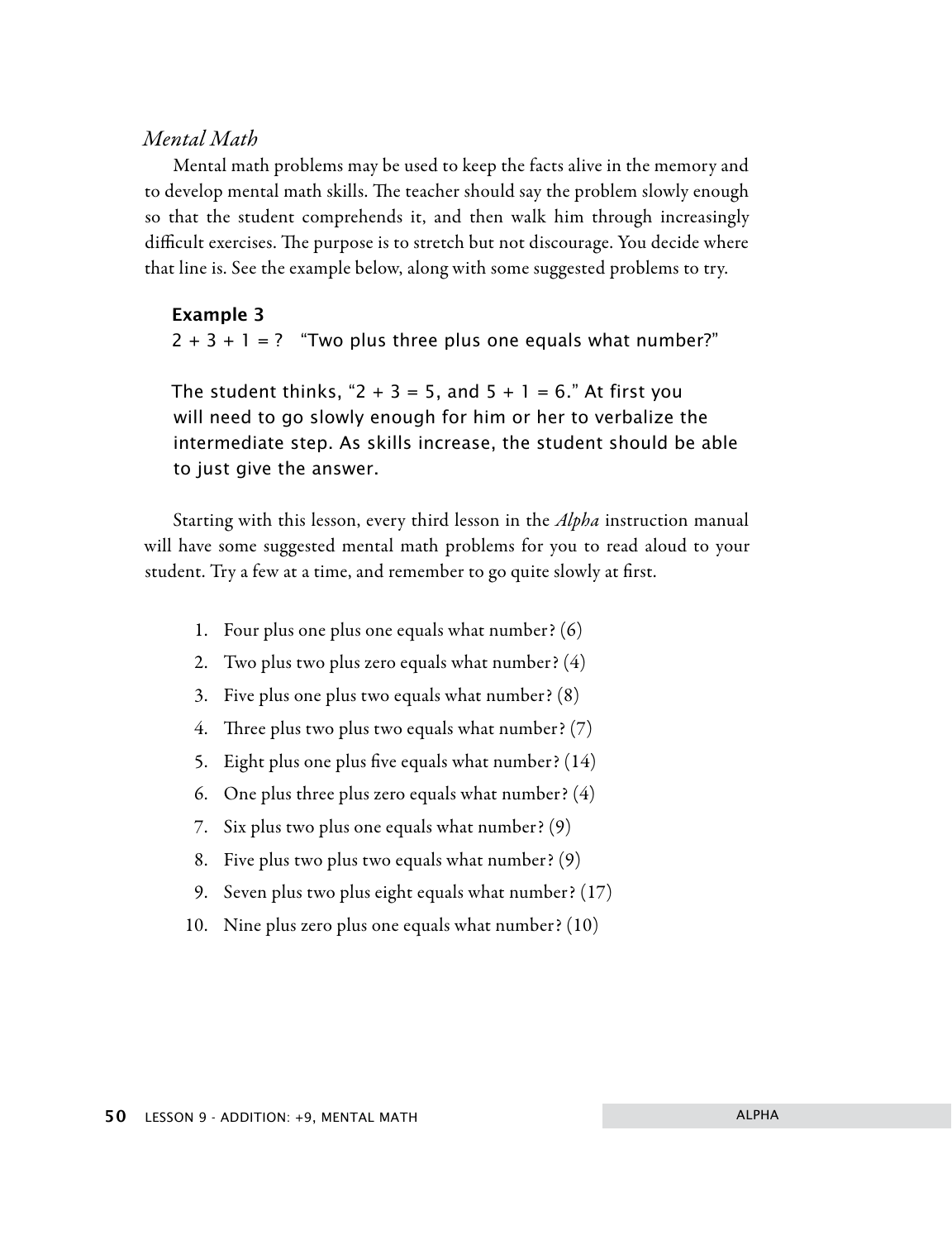### *Mental Math*

Mental math problems may be used to keep the facts alive in the memory and to develop mental math skills. The teacher should say the problem slowly enough so that the student comprehends it, and then walk him through increasingly difficult exercises. The purpose is to stretch but not discourage. You decide where that line is. See the example below, along with some suggested problems to try.

**Example 3**

$2 + 3 + 1 = ?$ "Two plus three plus one equals what number?"

The student thinks, "$2 + 3 = 5$, and $5 + 1 = 6$." At first you will need to go slowly enough for him or her to verbalize the intermediate step. As skills increase, the student should be able to just give the answer.

Starting with this lesson, every third lesson in the *Alpha* instruction manual will have some suggested mental math problems for you to read aloud to your student. Try a few at a time, and remember to go quite slowly at first.

1. Four plus one plus one equals what number? (6)
2. Two plus two plus zero equals what number? (4)
3. Five plus one plus two equals what number? (8)
4. Three plus two plus two equals what number? (7)
5. Eight plus one plus five equals what number? (14)
6. One plus three plus zero equals what number? (4)
7. Six plus two plus one equals what number? (9)
8. Five plus two plus two equals what number? (9)
9. Seven plus two plus eight equals what number? (17)
10. Nine plus zero plus one equals what number? (10)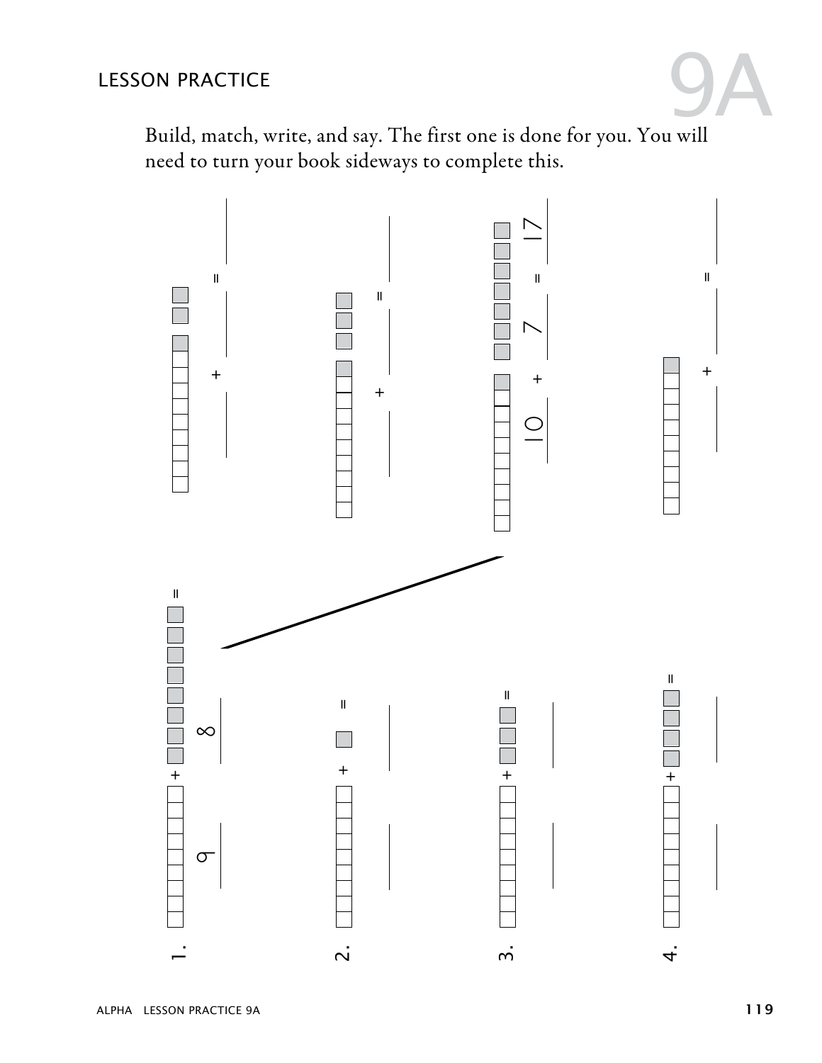# LESSON PRACTICE 9A

Build, match, write, and say. The first one is done for you. You will need to turn your book sideways to complete this.

1. 9 + 8 = ____

2. ____ + ____ = ____

3. ____ + ____ = ____

4. ____ + ____ = ____

____ + ____ = ____

____ + ____ = ____

10 + 7 = 17

____ + ____ = ____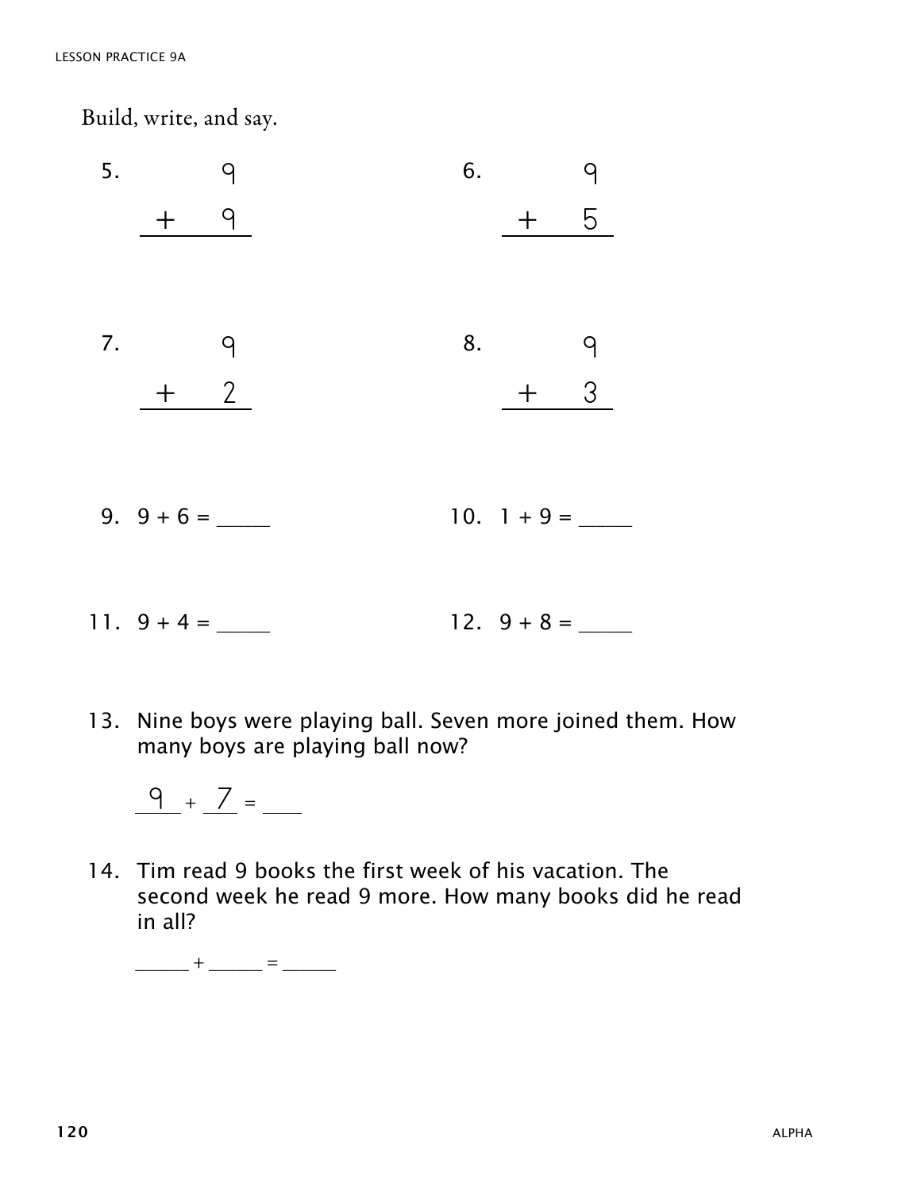Build, write, and say.

5. $\begin{array}{r} 9 \\ + \ 9 \\ \hline \end{array}$

6. $\begin{array}{r} 9 \\ + \ 5 \\ \hline \end{array}$

7. $\begin{array}{r} 9 \\ + \ 2 \\ \hline \end{array}$

8. $\begin{array}{r} 9 \\ + \ 3 \\ \hline \end{array}$

9. 9 + 6 = _____

10. 1 + 9 = _____

11. 9 + 4 = _____

12. 9 + 8 = _____

13. Nine boys were playing ball. Seven more joined them. How many boys are playing ball now?

 9 + 7 = ___

14. Tim read 9 books the first week of his vacation. The second week he read 9 more. How many books did he read in all?

 ______ + ______ = ______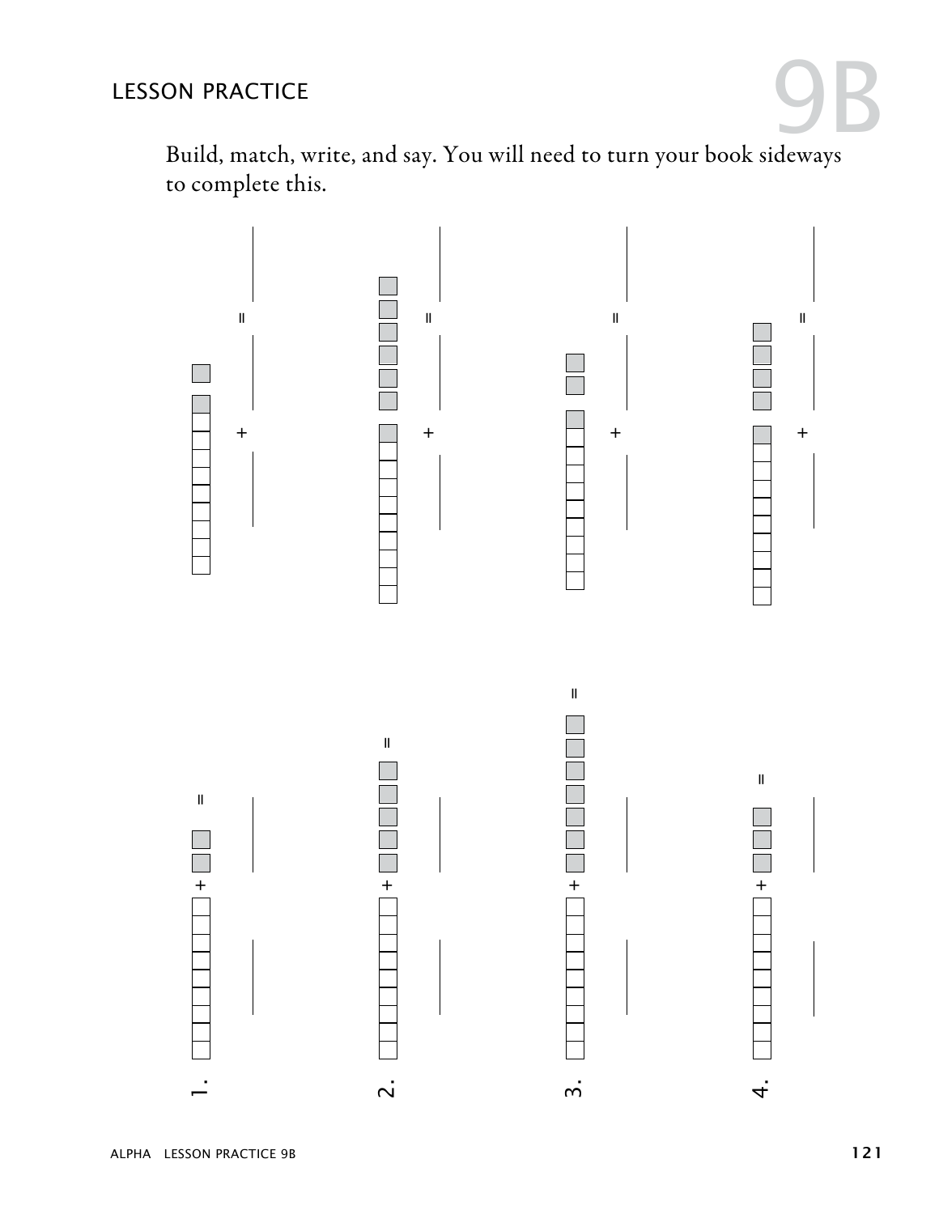# LESSON PRACTICE 9B

Build, match, write, and say. You will need to turn your book sideways to complete this.

1. _____ + _____ = _____

2. _____ + _____ = _____

3. _____ + _____ = _____

4. _____ + _____ = _____

5. _____ + _____ = _____

6. _____ + _____ = _____

7. _____ + _____ = _____

8. _____ + _____ = _____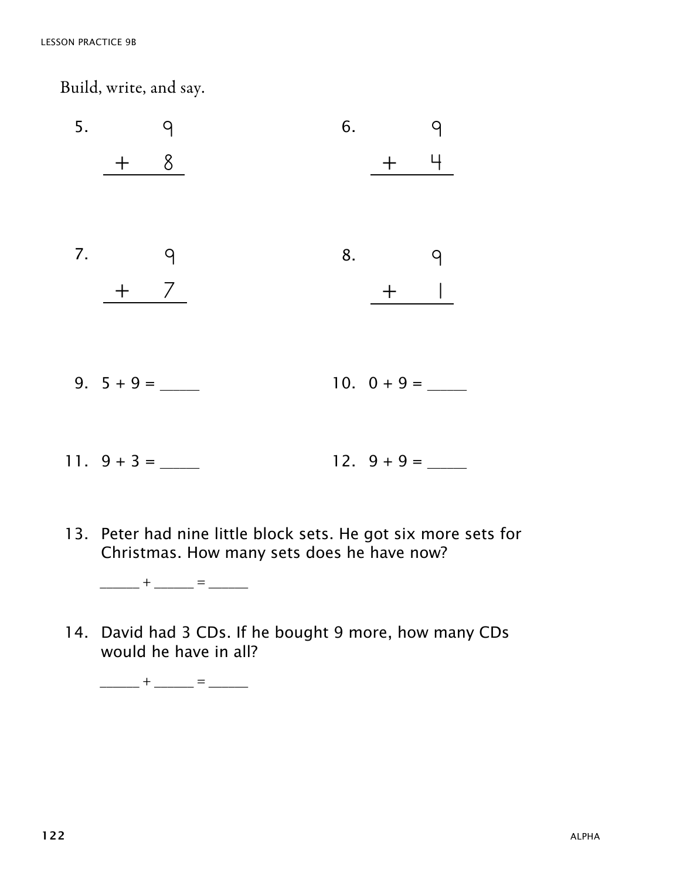Build, write, and say.

5. $$\begin{array}{r} 9 \\ +\ 8 \\ \hline \end{array}$$

6. $$\begin{array}{r} 9 \\ +\ 4 \\ \hline \end{array}$$

7. $$\begin{array}{r} 9 \\ +\ 7 \\ \hline \end{array}$$

8. $$\begin{array}{r} 9 \\ +\ 1 \\ \hline \end{array}$$

9. 5 + 9 = _____

10. 0 + 9 = _____

11. 9 + 3 = _____

12. 9 + 9 = _____

13. Peter had nine little block sets. He got six more sets for Christmas. How many sets does he have now?

    ______ + ______ = ______

14. David had 3 CDs. If he bought 9 more, how many CDs would he have in all?

    ______ + ______ = ______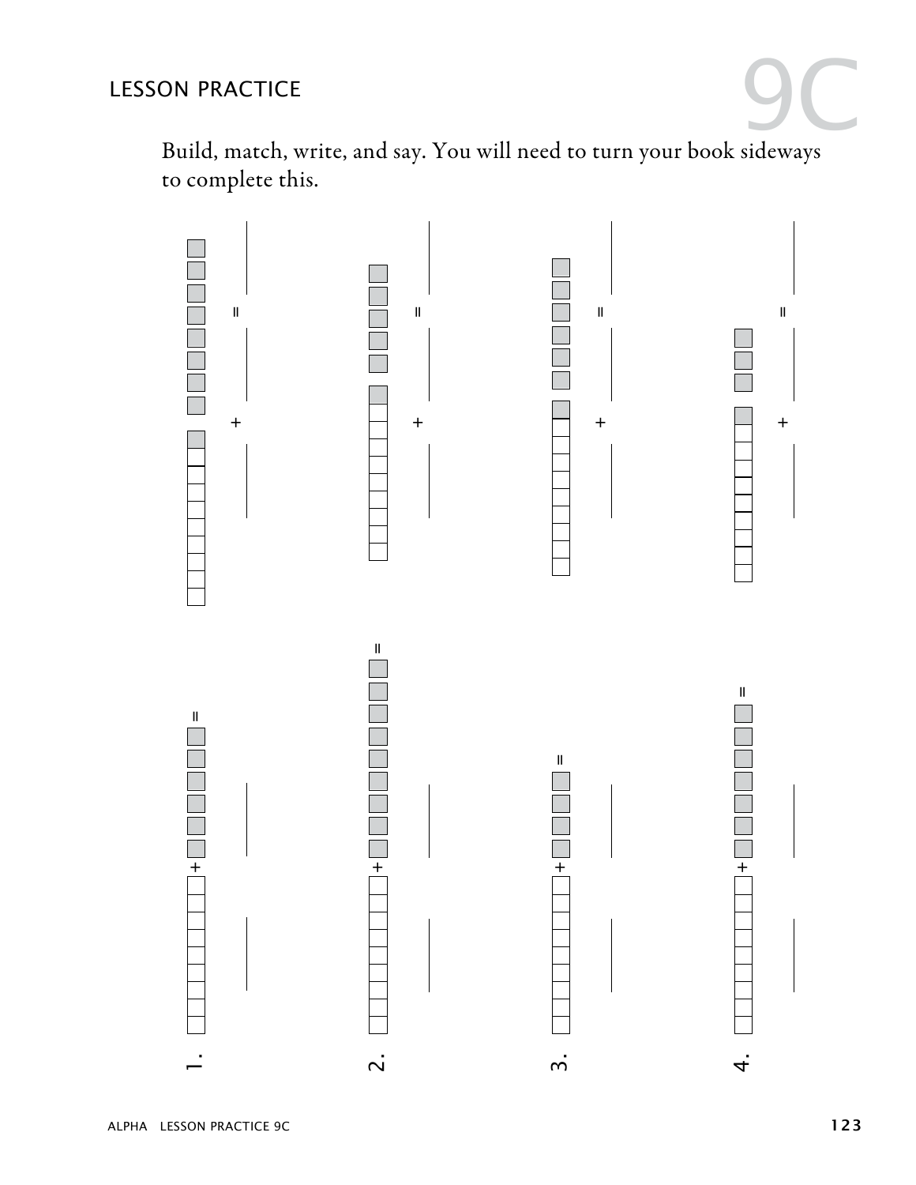# LESSON PRACTICE 9C

Build, match, write, and say. You will need to turn your book sideways to complete this.

1. ______ + ______ = ______

   ______ + ______ = ______

2. ______ + ______ = ______

   ______ + ______ = ______

3. ______ + ______ = ______

   ______ + ______ = ______

4. ______ + ______ = ______

   ______ + ______ = ______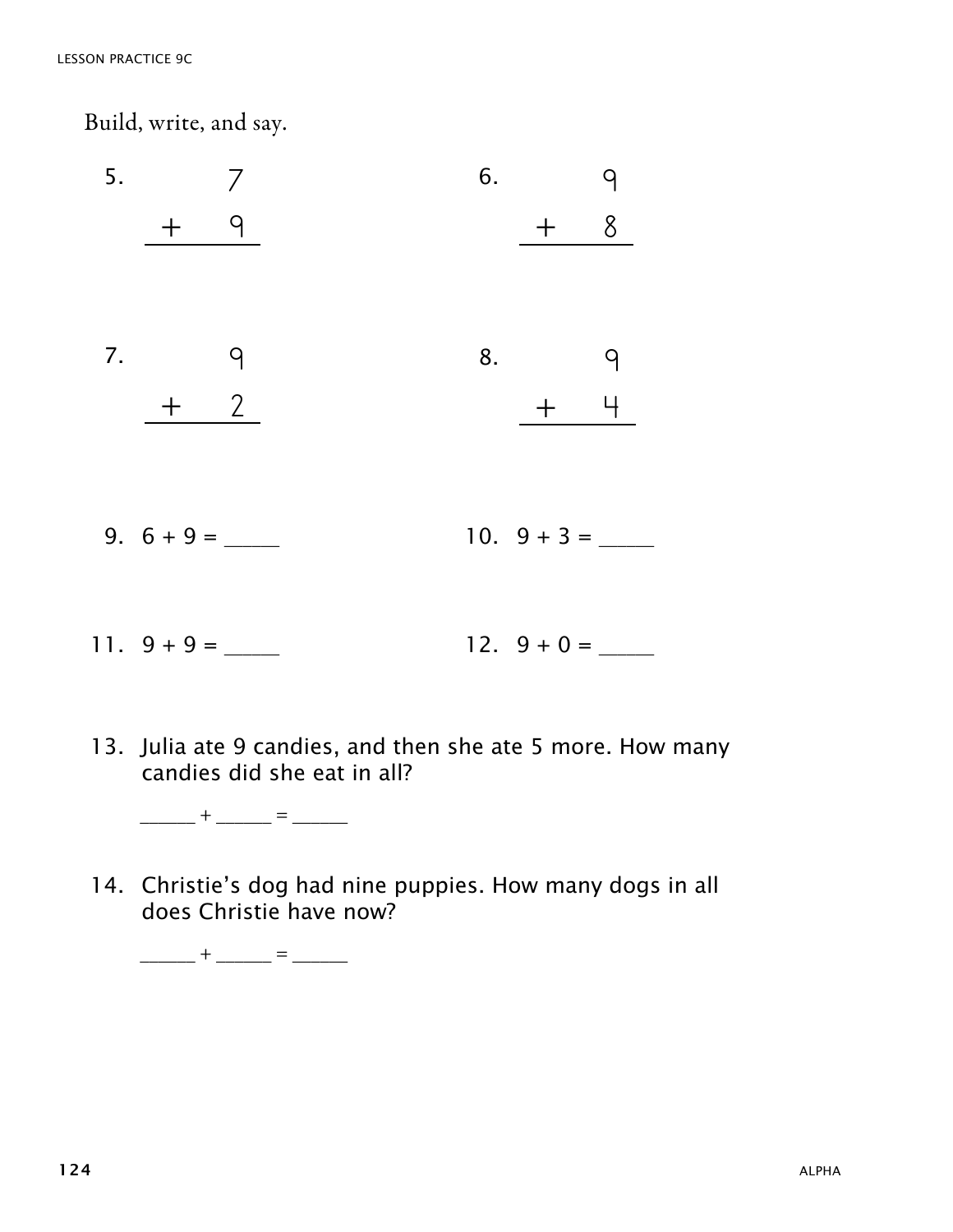Build, write, and say.

5. $$\begin{array}{r} 7 \\ +\ 9 \\ \hline \end{array}$$

6. $$\begin{array}{r} 9 \\ +\ 8 \\ \hline \end{array}$$

7. $$\begin{array}{r} 9 \\ +\ 2 \\ \hline \end{array}$$

8. $$\begin{array}{r} 9 \\ +\ 4 \\ \hline \end{array}$$

9. 6 + 9 = _____

10. 9 + 3 = _____

11. 9 + 9 = _____

12. 9 + 0 = _____

13. Julia ate 9 candies, and then she ate 5 more. How many candies did she eat in all?

    ______ + ______ = ______

14. Christie's dog had nine puppies. How many dogs in all does Christie have now?

    ______ + ______ = ______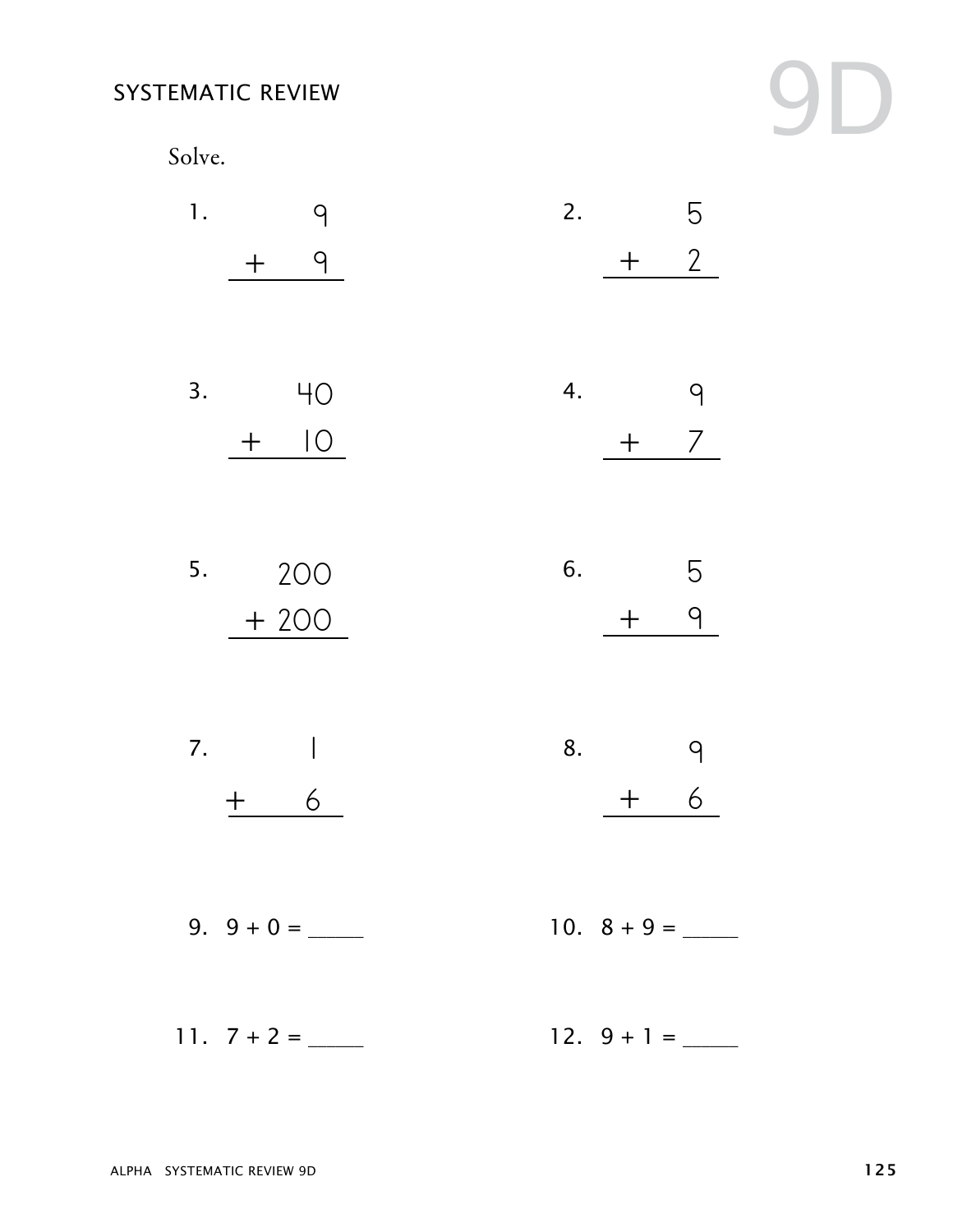## SYSTEMATIC REVIEW 9D

Solve.

1. $\begin{array}{r} 9 \\ +\ 9 \\ \hline \end{array}$

2. $\begin{array}{r} 5 \\ +\ 2 \\ \hline \end{array}$

3. $\begin{array}{r} 40 \\ +\ 10 \\ \hline \end{array}$

4. $\begin{array}{r} 9 \\ +\ 7 \\ \hline \end{array}$

5. $\begin{array}{r} 200 \\ +\ 200 \\ \hline \end{array}$

6. $\begin{array}{r} 5 \\ +\ 9 \\ \hline \end{array}$

7. $\begin{array}{r} 1 \\ +\ 6 \\ \hline \end{array}$

8. $\begin{array}{r} 9 \\ +\ 6 \\ \hline \end{array}$

9. $9 + 0 =$ _____

10. $8 + 9 =$ _____

11. $7 + 2 =$ _____

12. $9 + 1 =$ _____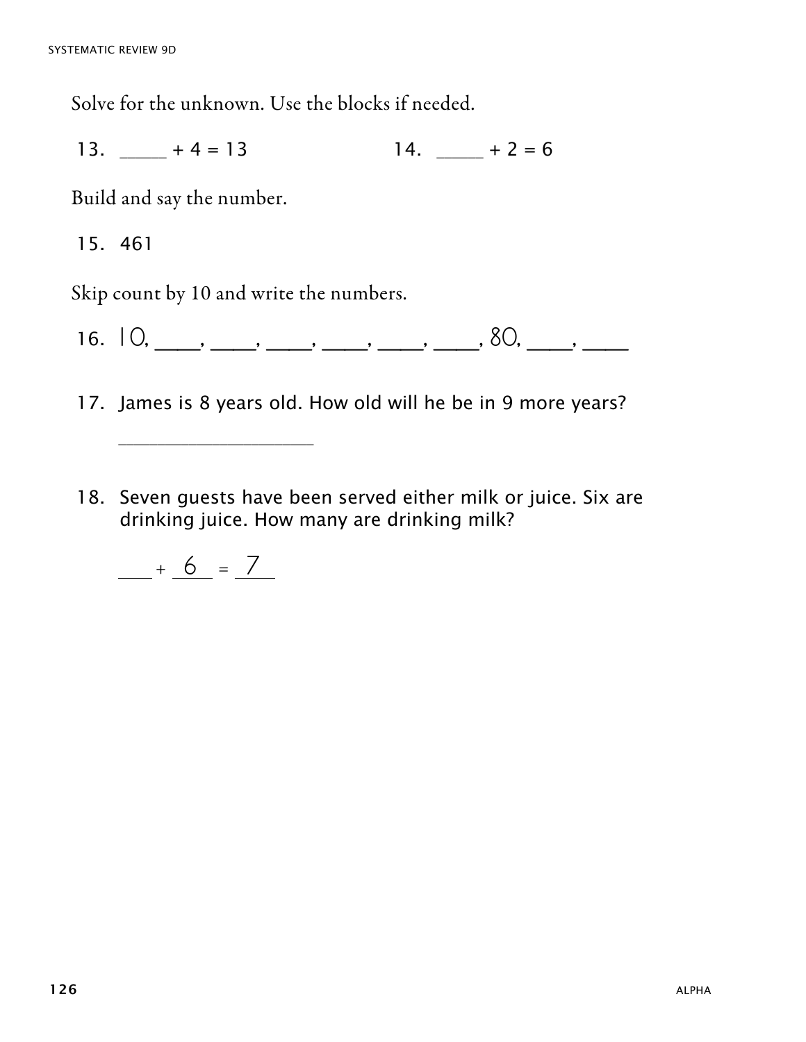Solve for the unknown. Use the blocks if needed.

13. _____ + 4 = 13

14. _____ + 2 = 6

Build and say the number.

15. 461

Skip count by 10 and write the numbers.

16. 10, ____, ____, ____, ____, ____, ____, 80, ____, ____

17. James is 8 years old. How old will he be in 9 more years?

_____________________

18. Seven guests have been served either milk or juice. Six are drinking juice. How many are drinking milk?

___ + 6 = 7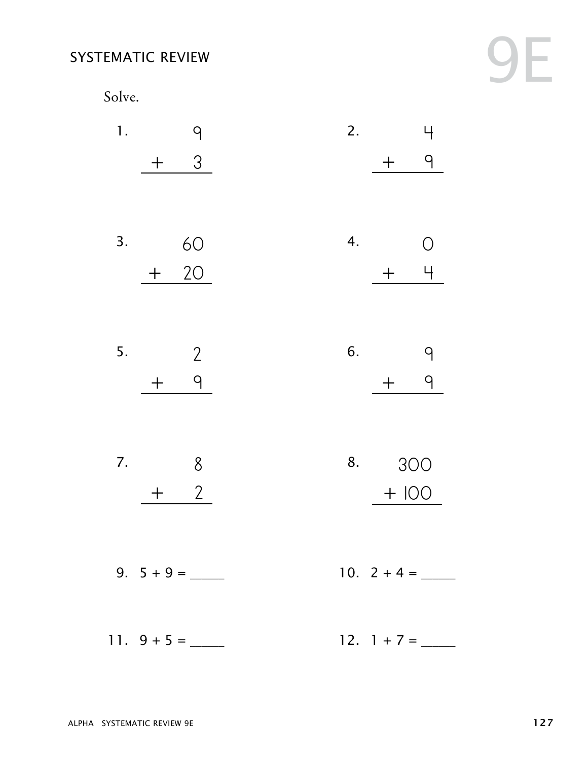# SYSTEMATIC REVIEW 9E

Solve.

1. $\begin{array}{r} 9 \\ +\ 3 \\ \hline \end{array}$

2. $\begin{array}{r} 4 \\ +\ 9 \\ \hline \end{array}$

3. $\begin{array}{r} 60 \\ +\ 20 \\ \hline \end{array}$

4. $\begin{array}{r} 0 \\ +\ 4 \\ \hline \end{array}$

5. $\begin{array}{r} 2 \\ +\ 9 \\ \hline \end{array}$

6. $\begin{array}{r} 9 \\ +\ 9 \\ \hline \end{array}$

7. $\begin{array}{r} 8 \\ +\ 2 \\ \hline \end{array}$

8. $\begin{array}{r} 300 \\ +\ 100 \\ \hline \end{array}$

9. 5 + 9 = _____

10. 2 + 4 = _____

11. 9 + 5 = _____

12. 1 + 7 = _____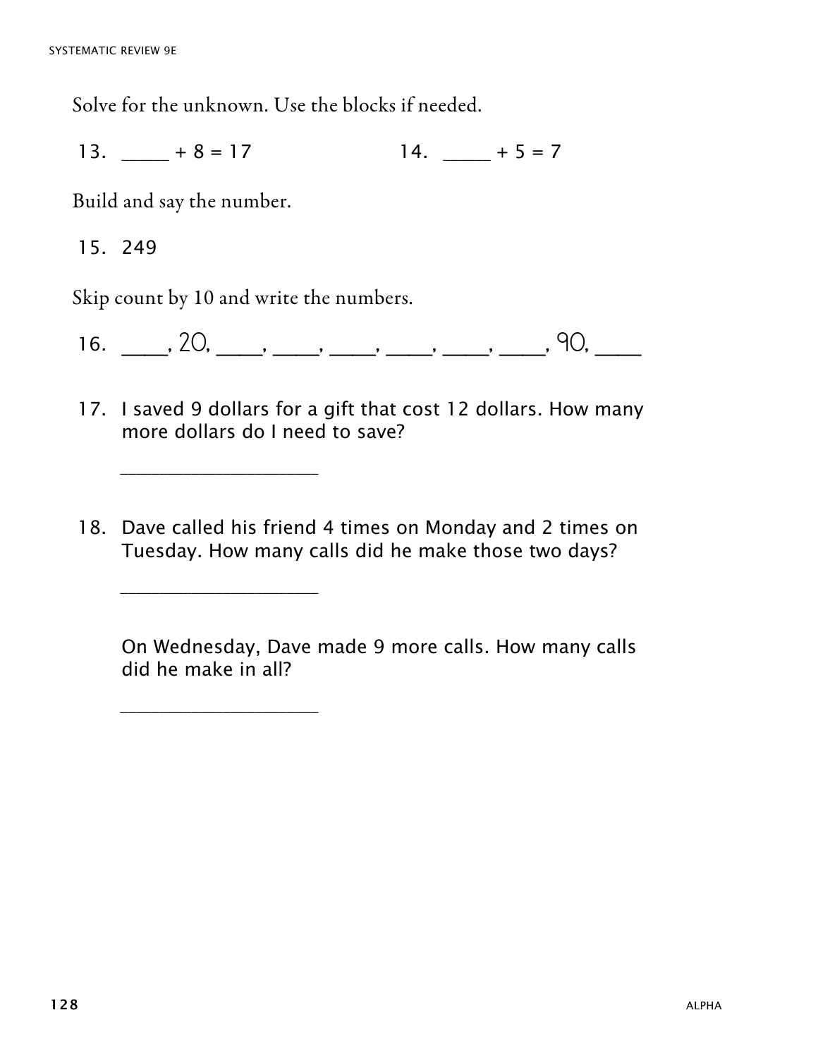Solve for the unknown. Use the blocks if needed.

13. _____ + 8 = 17

14. _____ + 5 = 7

Build and say the number.

15. 249

Skip count by 10 and write the numbers.

16. _____, 20, _____, _____, _____, _____, _____, _____, 90, _____

17. I saved 9 dollars for a gift that cost 12 dollars. How many more dollars do I need to save?

_____________________

18. Dave called his friend 4 times on Monday and 2 times on Tuesday. How many calls did he make those two days?

_____________________

On Wednesday, Dave made 9 more calls. How many calls did he make in all?

_____________________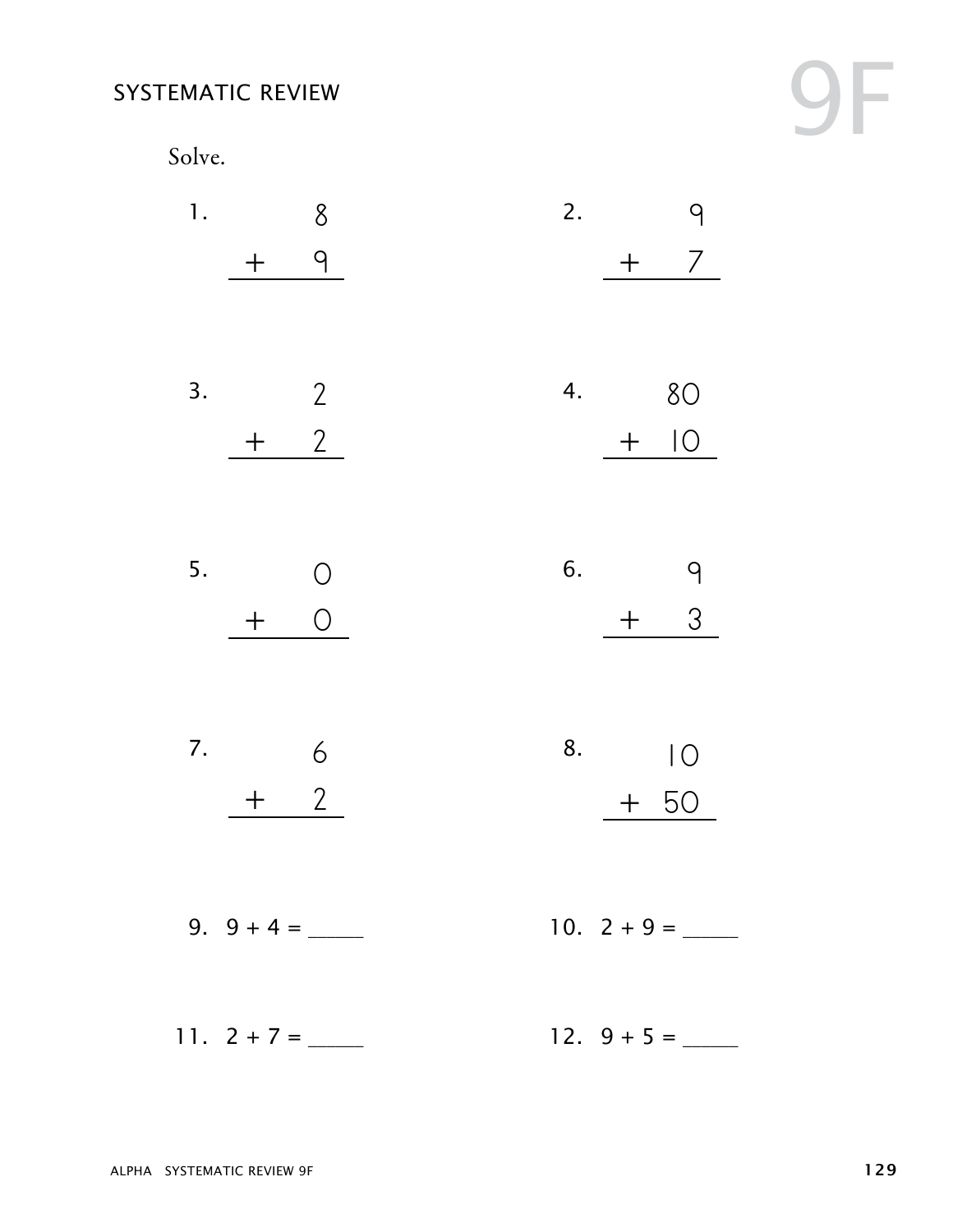## SYSTEMATIC REVIEW

# 9F

Solve.

1. $\begin{array}{r} 8 \\ +\ 9 \\ \hline \end{array}$

2. $\begin{array}{r} 9 \\ +\ 7 \\ \hline \end{array}$

3. $\begin{array}{r} 2 \\ +\ 2 \\ \hline \end{array}$

4. $\begin{array}{r} 80 \\ +\ 10 \\ \hline \end{array}$

5. $\begin{array}{r} 0 \\ +\ 0 \\ \hline \end{array}$

6. $\begin{array}{r} 9 \\ +\ 3 \\ \hline \end{array}$

7. $\begin{array}{r} 6 \\ +\ 2 \\ \hline \end{array}$

8. $\begin{array}{r} 10 \\ +\ 50 \\ \hline \end{array}$

9. 9 + 4 = _____

10. 2 + 9 = _____

11. 2 + 7 = _____

12. 9 + 5 = _____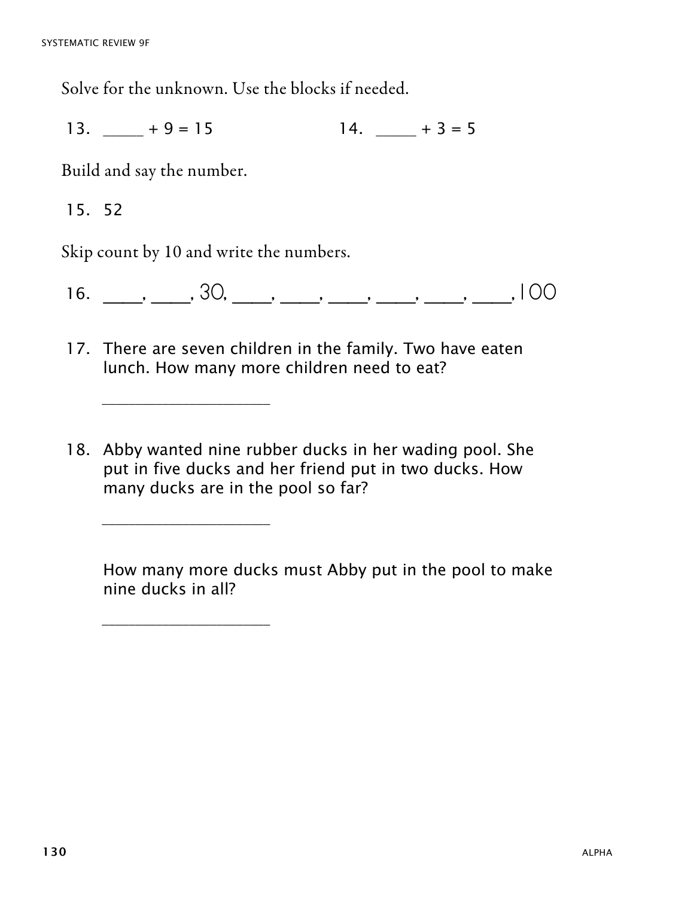Solve for the unknown. Use the blocks if needed.

13. _____ + 9 = 15

14. _____ + 3 = 5

Build and say the number.

15. 52

Skip count by 10 and write the numbers.

16. ____, ____, 30, ____, ____, ____, ____, ____, ____, 100

17. There are seven children in the family. Two have eaten lunch. How many more children need to eat?

______________________

18. Abby wanted nine rubber ducks in her wading pool. She put in five ducks and her friend put in two ducks. How many ducks are in the pool so far?

______________________

How many more ducks must Abby put in the pool to make nine ducks in all?

______________________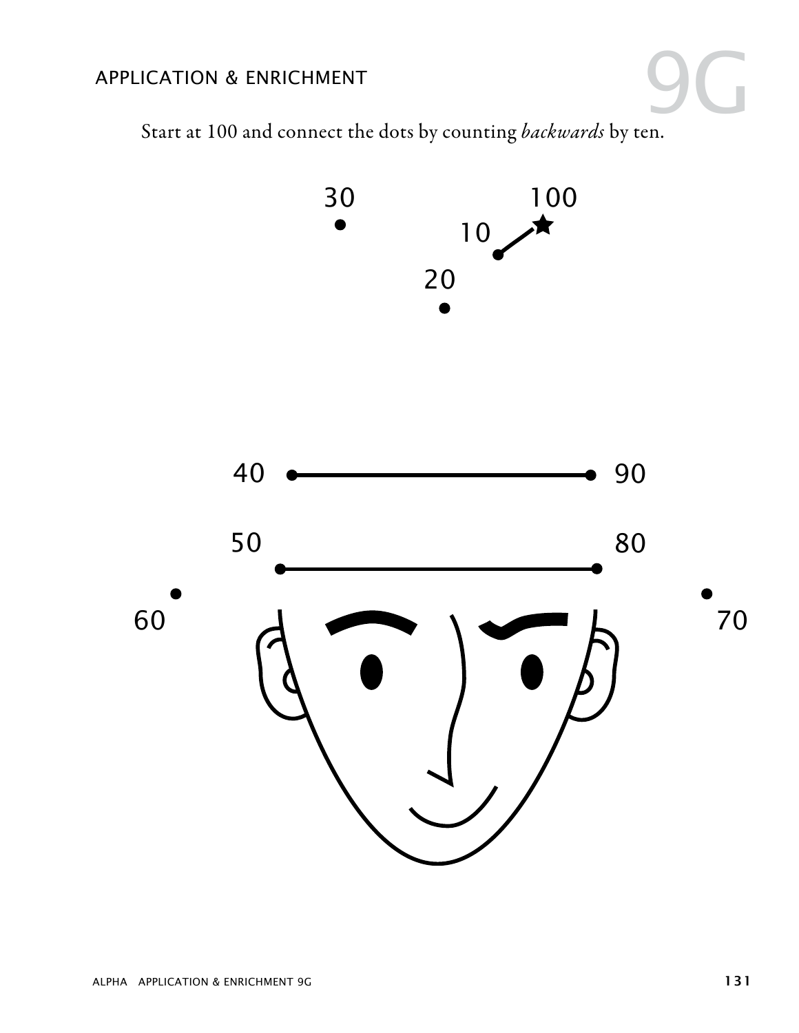## APPLICATION & ENRICHMENT

# 9G

Start at 100 and connect the dots by counting *backwards* by ten.

30 100 10 20 40 90 50 80 60 70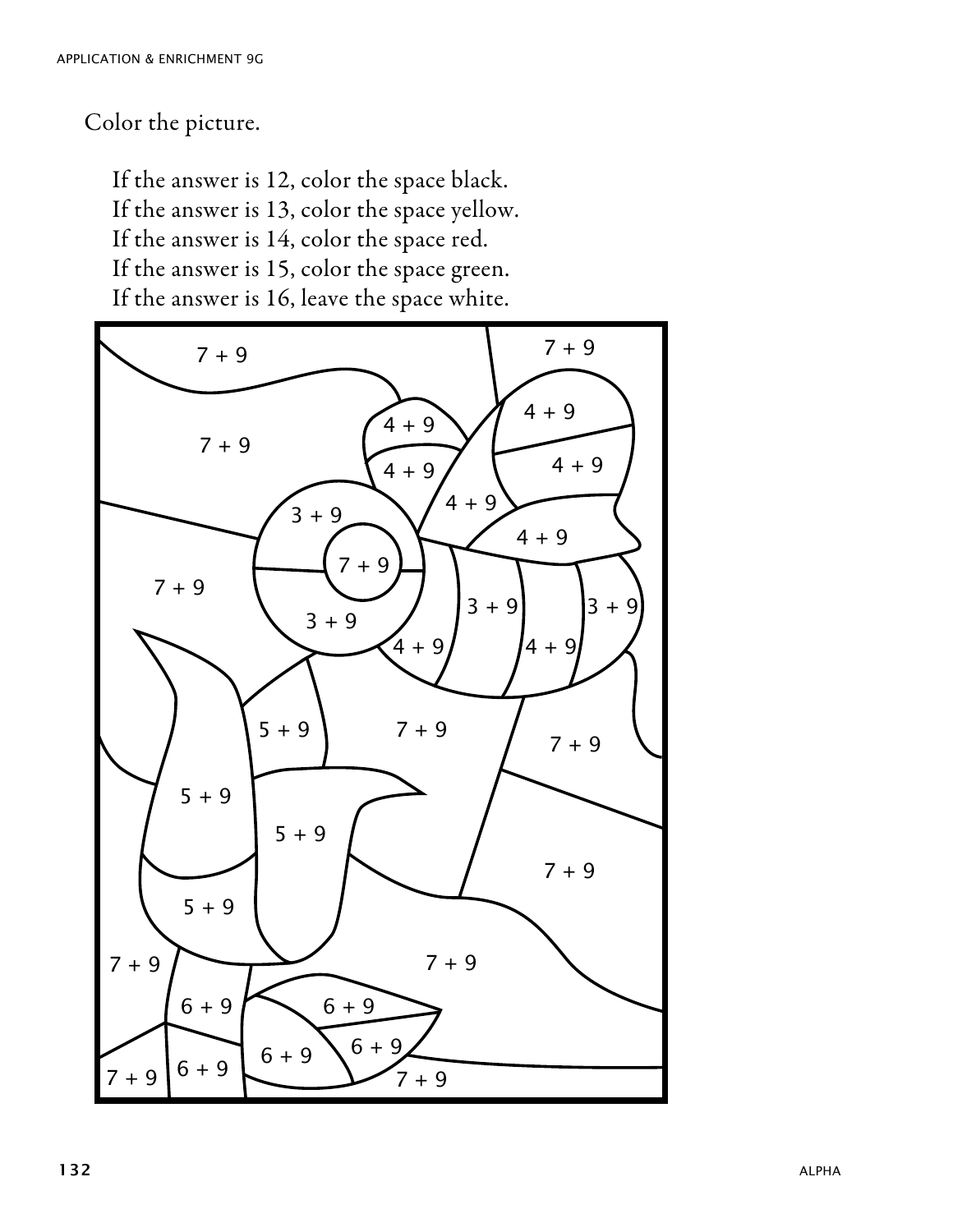Color the picture.

If the answer is 12, color the space black.
If the answer is 13, color the space yellow.
If the answer is 14, color the space red.
If the answer is 15, color the space green.
If the answer is 16, leave the space white.

7 + 9 | 7 + 9
4 + 9 | 4 + 9
7 + 9 | 4 + 9 | 4 + 9
4 + 9
3 + 9 | 4 + 9
7 + 9
7 + 9 | 3 + 9 | 3 + 9
3 + 9
4 + 9 | 4 + 9
5 + 9 | 7 + 9 | 7 + 9
5 + 9
5 + 9
7 + 9
5 + 9
7 + 9 | 7 + 9
6 + 9 | 6 + 9
6 + 9 | 6 + 9
7 + 9 | 6 + 9 | 7 + 9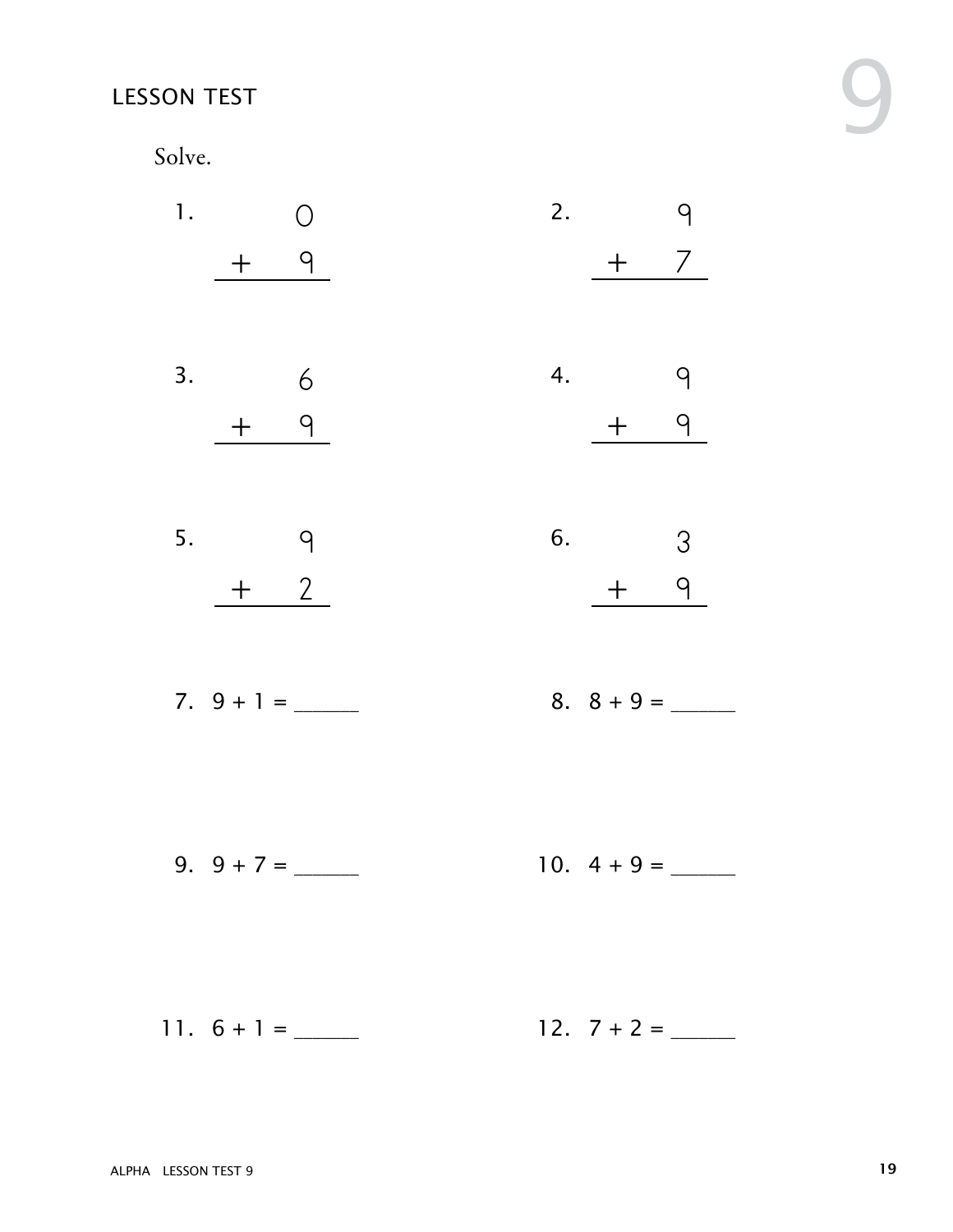## LESSON TEST

# 9

Solve.

1. $\begin{array}{r} 0 \\ +\ 9 \\ \hline \end{array}$

2. $\begin{array}{r} 9 \\ +\ 7 \\ \hline \end{array}$

3. $\begin{array}{r} 6 \\ +\ 9 \\ \hline \end{array}$

4. $\begin{array}{r} 9 \\ +\ 9 \\ \hline \end{array}$

5. $\begin{array}{r} 9 \\ +\ 2 \\ \hline \end{array}$

6. $\begin{array}{r} 3 \\ +\ 9 \\ \hline \end{array}$

7. 9 + 1 = ______

8. 8 + 9 = ______

9. 9 + 7 = ______

10. 4 + 9 = ______

11. 6 + 1 = ______

12. 7 + 2 = ______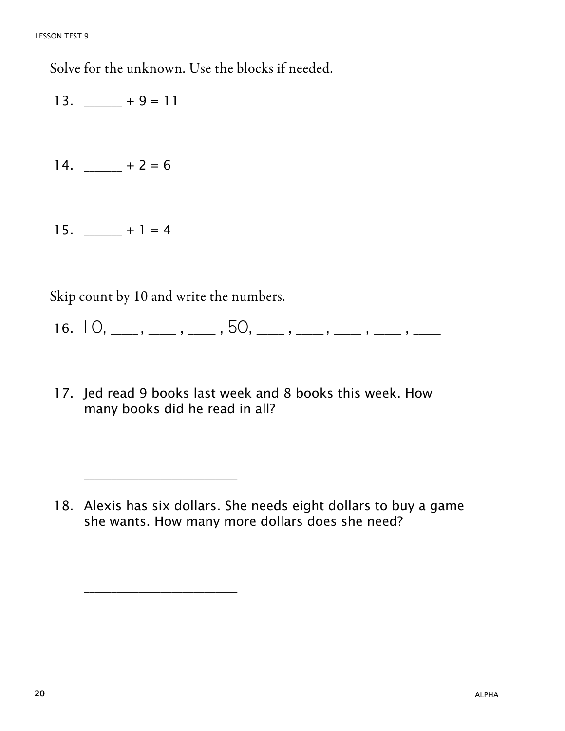Solve for the unknown. Use the blocks if needed.

13. ______ + 9 = 11

14. ______ + 2 = 6

15. ______ + 1 = 4

Skip count by 10 and write the numbers.

16. 10, ____ , ____ , ____ , 50, ____ , ____ , ____ , ____ , ____

17. Jed read 9 books last week and 8 books this week. How many books did he read in all?

__________________________

18. Alexis has six dollars. She needs eight dollars to buy a game she wants. How many more dollars does she need?

__________________________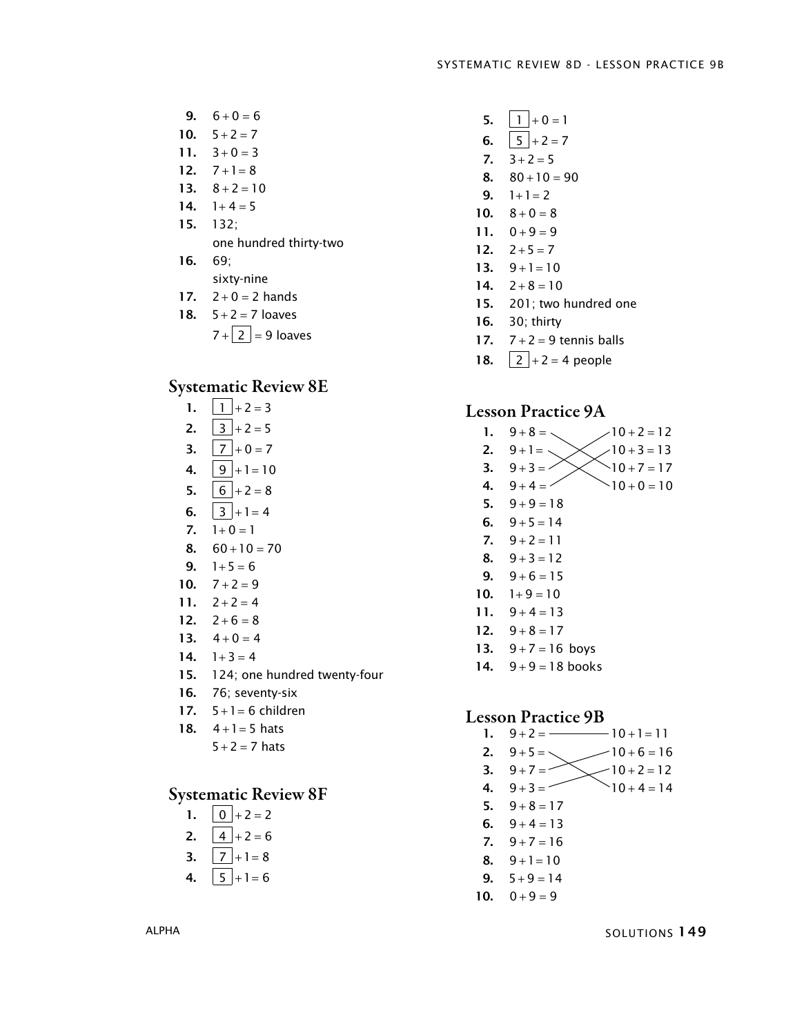9. $6+0=6$
10. $5+2=7$
11. $3+0=3$
12. $7+1=8$
13. $8+2=10$
14. $1+4=5$
15. 132; one hundred thirty-two
16. 69; sixty-nine
17. $2+0=2$ hands
18. $5+2=7$ loaves
    $7+\boxed{2}=9$ loaves

## Systematic Review 8E

1. $\boxed{1}+2=3$
2. $\boxed{3}+2=5$
3. $\boxed{7}+0=7$
4. $\boxed{9}+1=10$
5. $\boxed{6}+2=8$
6. $\boxed{3}+1=4$
7. $1+0=1$
8. $60+10=70$
9. $1+5=6$
10. $7+2=9$
11. $2+2=4$
12. $2+6=8$
13. $4+0=4$
14. $1+3=4$
15. 124; one hundred twenty-four
16. 76; seventy-six
17. $5+1=6$ children
18. $4+1=5$ hats
    $5+2=7$ hats

## Systematic Review 8F

1. $\boxed{0}+2=2$
2. $\boxed{4}+2=6$
3. $\boxed{7}+1=8$
4. $\boxed{5}+1=6$
5. $\boxed{1}+0=1$
6. $\boxed{5}+2=7$
7. $3+2=5$
8. $80+10=90$
9. $1+1=2$
10. $8+0=8$
11. $0+9=9$
12. $2+5=7$
13. $9+1=10$
14. $2+8=10$
15. 201; two hundred one
16. 30; thirty
17. $7+2=9$ tennis balls
18. $\boxed{2}+2=4$ people

## Lesson Practice 9A

1. $9+8=$ — $10+7=17$
2. $9+1=$ — $10+0=10$
3. $9+3=$ — $10+2=12$
4. $9+4=$ — $10+3=13$
5. $9+9=18$
6. $9+5=14$
7. $9+2=11$
8. $9+3=12$
9. $9+6=15$
10. $1+9=10$
11. $9+4=13$
12. $9+8=17$
13. $9+7=16$ boys
14. $9+9=18$ books

## Lesson Practice 9B

1. $9+2=$ — $10+1=11$
2. $9+5=$ — $10+4=14$
3. $9+7=$ — $10+6=16$
4. $9+3=$ — $10+2=12$
5. $9+8=17$
6. $9+4=13$
7. $9+7=16$
8. $9+1=10$
9. $5+9=14$
10. $0+9=9$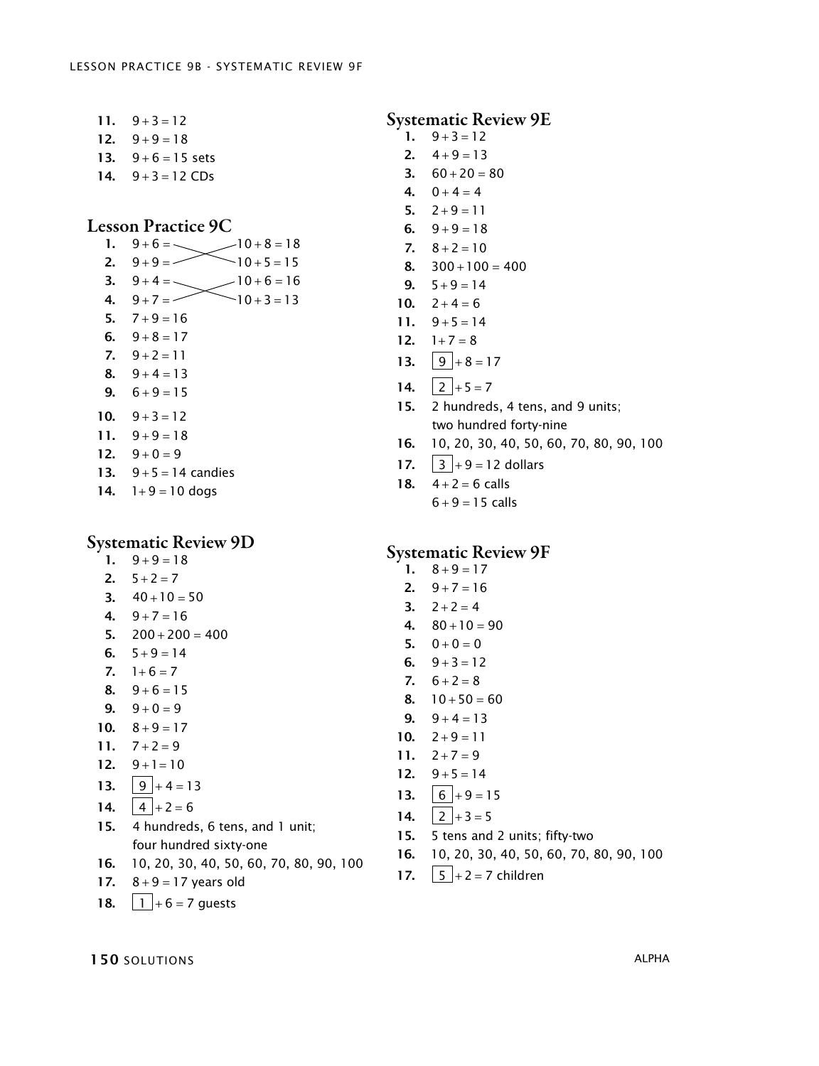11. $9+3=12$
12. $9+9=18$
13. $9+6=15$ sets
14. $9+3=12$ CDs

## Lesson Practice 9C

1. $9+6=$ — $10+5=15$
2. $9+9=$ — $10+8=18$
3. $9+4=$ — $10+3=13$
4. $9+7=$ — $10+6=16$
5. $7+9=16$
6. $9+8=17$
7. $9+2=11$
8. $9+4=13$
9. $6+9=15$
10. $9+3=12$
11. $9+9=18$
12. $9+0=9$
13. $9+5=14$ candies
14. $1+9=10$ dogs

## Systematic Review 9D

1. $9+9=18$
2. $5+2=7$
3. $40+10=50$
4. $9+7=16$
5. $200+200=400$
6. $5+9=14$
7. $1+6=7$
8. $9+6=15$
9. $9+0=9$
10. $8+9=17$
11. $7+2=9$
12. $9+1=10$
13. $\boxed{9}+4=13$
14. $\boxed{4}+2=6$
15. 4 hundreds, 6 tens, and 1 unit; four hundred sixty-one
16. 10, 20, 30, 40, 50, 60, 70, 80, 90, 100
17. $8+9=17$ years old
18. $\boxed{1}+6=7$ guests

## Systematic Review 9E

1. $9+3=12$
2. $4+9=13$
3. $60+20=80$
4. $0+4=4$
5. $2+9=11$
6. $9+9=18$
7. $8+2=10$
8. $300+100=400$
9. $5+9=14$
10. $2+4=6$
11. $9+5=14$
12. $1+7=8$
13. $\boxed{9}+8=17$
14. $\boxed{2}+5=7$
15. 2 hundreds, 4 tens, and 9 units; two hundred forty-nine
16. 10, 20, 30, 40, 50, 60, 70, 80, 90, 100
17. $\boxed{3}+9=12$ dollars
18. $4+2=6$ calls
    $6+9=15$ calls

## Systematic Review 9F

1. $8+9=17$
2. $9+7=16$
3. $2+2=4$
4. $80+10=90$
5. $0+0=0$
6. $9+3=12$
7. $6+2=8$
8. $10+50=60$
9. $9+4=13$
10. $2+9=11$
11. $2+7=9$
12. $9+5=14$
13. $\boxed{6}+9=15$
14. $\boxed{2}+3=5$
15. 5 tens and 2 units; fifty-two
16. 10, 20, 30, 40, 50, 60, 70, 80, 90, 100
17. $\boxed{5}+2=7$ children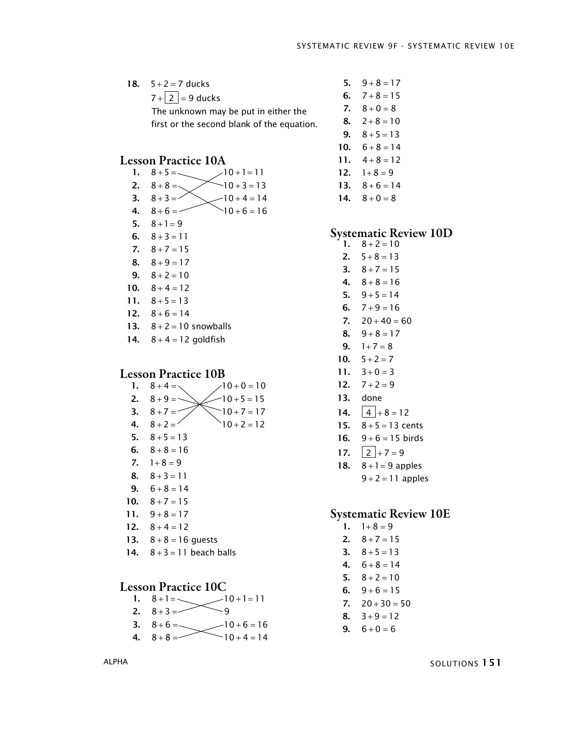18. $5+2=7$ ducks
    $7+\boxed{2}=9$ ducks
    The unknown may be put in either the first or the second blank of the equation.

## Lesson Practice 10A

1. $8+5=$ — $10+3=13$
2. $8+8=$ — $10+6=16$
3. $8+3=$ — $10+1=11$
4. $8+6=$ — $10+4=14$
5. $8+1=9$
6. $8+3=11$
7. $8+7=15$
8. $8+9=17$
9. $8+2=10$
10. $8+4=12$
11. $8+5=13$
12. $8+6=14$
13. $8+2=10$ snowballs
14. $8+4=12$ goldfish

## Lesson Practice 10B

1. $8+4=$ — $10+2=12$
2. $8+9=$ — $10+7=17$
3. $8+7=$ — $10+5=15$
4. $8+2=$ — $10+0=10$
5. $8+5=13$
6. $8+8=16$
7. $1+8=9$
8. $8+3=11$
9. $6+8=14$
10. $8+7=15$
11. $9+8=17$
12. $8+4=12$
13. $8+8=16$ guests
14. $8+3=11$ beach balls

## Lesson Practice 10C

1. $8+1=$ — $9$
2. $8+3=$ — $10+1=11$
3. $8+6=$ — $10+4=14$
4. $8+8=$ — $10+6=16$
5. $9+8=17$
6. $7+8=15$
7. $8+0=8$
8. $2+8=10$
9. $8+5=13$
10. $6+8=14$
11. $4+8=12$
12. $1+8=9$
13. $8+6=14$
14. $8+0=8$

## Systematic Review 10D

1. $8+2=10$
2. $5+8=13$
3. $8+7=15$
4. $8+8=16$
5. $9+5=14$
6. $7+9=16$
7. $20+40=60$
8. $9+8=17$
9. $1+7=8$
10. $5+2=7$
11. $3+0=3$
12. $7+2=9$
13. done
14. $\boxed{4}+8=12$
15. $8+5=13$ cents
16. $9+6=15$ birds
17. $\boxed{2}+7=9$
18. $8+1=9$ apples
    $9+2=11$ apples

## Systematic Review 10E

1. $1+8=9$
2. $8+7=15$
3. $8+5=13$
4. $6+8=14$
5. $8+2=10$
6. $9+6=15$
7. $20+30=50$
8. $3+9=12$
9. $6+0=6$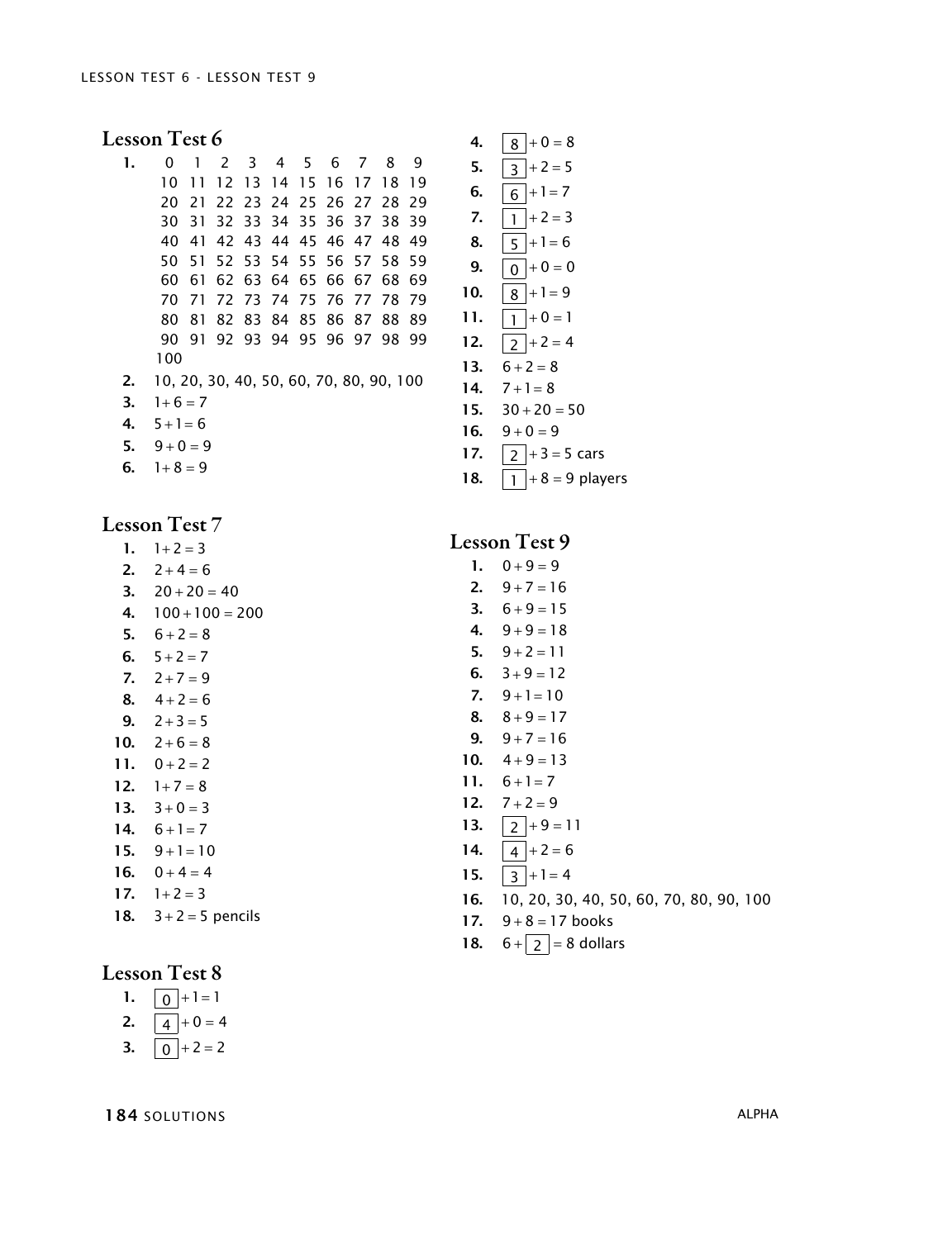## Lesson Test 6

1.

| | | | | | | | | | |
|---|---|---|---|---|---|---|---|---|---|
| 0 | 1 | 2 | 3 | 4 | 5 | 6 | 7 | 8 | 9 |
| 10 | 11 | 12 | 13 | 14 | 15 | 16 | 17 | 18 | 19 |
| 20 | 21 | 22 | 23 | 24 | 25 | 26 | 27 | 28 | 29 |
| 30 | 31 | 32 | 33 | 34 | 35 | 36 | 37 | 38 | 39 |
| 40 | 41 | 42 | 43 | 44 | 45 | 46 | 47 | 48 | 49 |
| 50 | 51 | 52 | 53 | 54 | 55 | 56 | 57 | 58 | 59 |
| 60 | 61 | 62 | 63 | 64 | 65 | 66 | 67 | 68 | 69 |
| 70 | 71 | 72 | 73 | 74 | 75 | 76 | 77 | 78 | 79 |
| 80 | 81 | 82 | 83 | 84 | 85 | 86 | 87 | 88 | 89 |
| 90 | 91 | 92 | 93 | 94 | 95 | 96 | 97 | 98 | 99 |
| 100 | | | | | | | | | |

2. 10, 20, 30, 40, 50, 60, 70, 80, 90, 100
3. $1+6=7$
4. $5+1=6$
5. $9+0=9$
6. $1+8=9$

## Lesson Test 7

1. $1+2=3$
2. $2+4=6$
3. $20+20=40$
4. $100+100=200$
5. $6+2=8$
6. $5+2=7$
7. $2+7=9$
8. $4+2=6$
9. $2+3=5$
10. $2+6=8$
11. $0+2=2$
12. $1+7=8$
13. $3+0=3$
14. $6+1=7$
15. $9+1=10$
16. $0+4=4$
17. $1+2=3$
18. $3+2=5$ pencils

## Lesson Test 8

1. $\boxed{0}+1=1$
2. $\boxed{4}+0=4$
3. $\boxed{0}+2=2$
4. $\boxed{8}+0=8$
5. $\boxed{3}+2=5$
6. $\boxed{6}+1=7$
7. $\boxed{1}+2=3$
8. $\boxed{5}+1=6$
9. $\boxed{0}+0=0$
10. $\boxed{8}+1=9$
11. $\boxed{1}+0=1$
12. $\boxed{2}+2=4$
13. $6+2=8$
14. $7+1=8$
15. $30+20=50$
16. $9+0=9$
17. $\boxed{2}+3=5$ cars
18. $\boxed{1}+8=9$ players

## Lesson Test 9

1. $0+9=9$
2. $9+7=16$
3. $6+9=15$
4. $9+9=18$
5. $9+2=11$
6. $3+9=12$
7. $9+1=10$
8. $8+9=17$
9. $9+7=16$
10. $4+9=13$
11. $6+1=7$
12. $7+2=9$
13. $\boxed{2}+9=11$
14. $\boxed{4}+2=6$
15. $\boxed{3}+1=4$
16. 10, 20, 30, 40, 50, 60, 70, 80, 90, 100
17. $9+8=17$ books
18. $6+\boxed{2}=8$ dollars